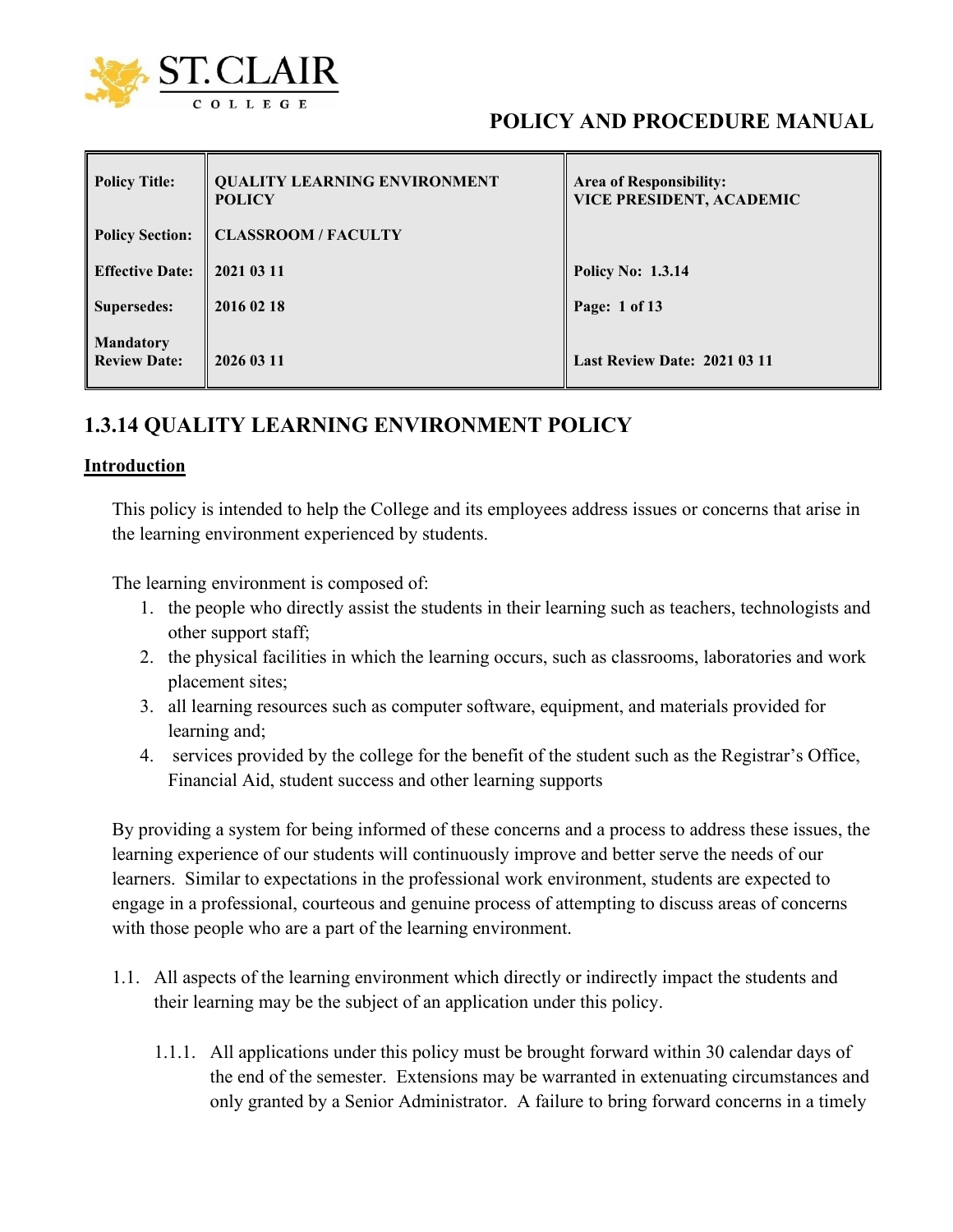# POLICY AND PROCEDURE MANUAL

| Policy Title: | QUALITY LEARNING ENVIRONMENT POLICY | Area of Responsibility: VICE PRESIDENT, ACADEMIC |
|---|---|---|
| Policy Section: | CLASSROOM / FACULTY | |
| Effective Date: | 2021 03 11 | Policy No: 1.3.14 |
| Supersedes: | 2016 02 18 | Page: 1 of 13 |
| Mandatory Review Date: | 2026 03 11 | Last Review Date: 2021 03 11 |

## 1.3.14 QUALITY LEARNING ENVIRONMENT POLICY

### Introduction

This policy is intended to help the College and its employees address issues or concerns that arise in the learning environment experienced by students.

The learning environment is composed of:

1. the people who directly assist the students in their learning such as teachers, technologists and other support staff;
2. the physical facilities in which the learning occurs, such as classrooms, laboratories and work placement sites;
3. all learning resources such as computer software, equipment, and materials provided for learning and;
4. services provided by the college for the benefit of the student such as the Registrar's Office, Financial Aid, student success and other learning supports

By providing a system for being informed of these concerns and a process to address these issues, the learning experience of our students will continuously improve and better serve the needs of our learners. Similar to expectations in the professional work environment, students are expected to engage in a professional, courteous and genuine process of attempting to discuss areas of concerns with those people who are a part of the learning environment.

1.1. All aspects of the learning environment which directly or indirectly impact the students and their learning may be the subject of an application under this policy.

   1.1.1. All applications under this policy must be brought forward within 30 calendar days of the end of the semester. Extensions may be warranted in extenuating circumstances and only granted by a Senior Administrator. A failure to bring forward concerns in a timely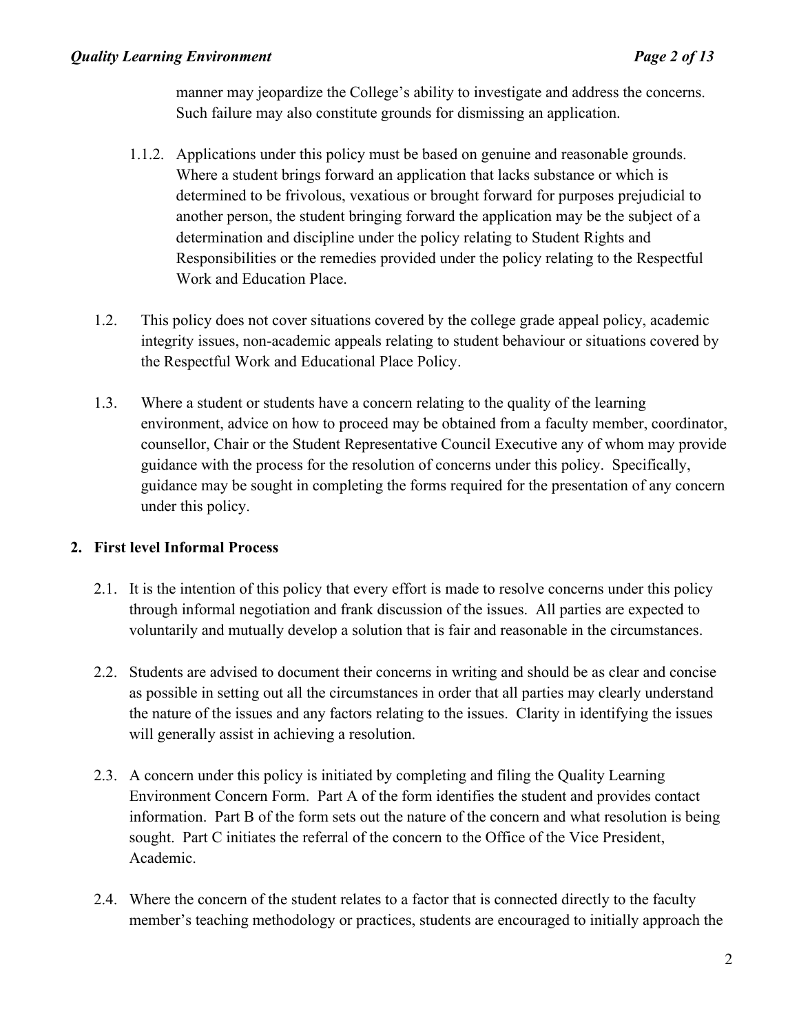manner may jeopardize the College's ability to investigate and address the concerns. Such failure may also constitute grounds for dismissing an application.

1.1.2. Applications under this policy must be based on genuine and reasonable grounds. Where a student brings forward an application that lacks substance or which is determined to be frivolous, vexatious or brought forward for purposes prejudicial to another person, the student bringing forward the application may be the subject of a determination and discipline under the policy relating to Student Rights and Responsibilities or the remedies provided under the policy relating to the Respectful Work and Education Place.

1.2. This policy does not cover situations covered by the college grade appeal policy, academic integrity issues, non-academic appeals relating to student behaviour or situations covered by the Respectful Work and Educational Place Policy.

1.3. Where a student or students have a concern relating to the quality of the learning environment, advice on how to proceed may be obtained from a faculty member, coordinator, counsellor, Chair or the Student Representative Council Executive any of whom may provide guidance with the process for the resolution of concerns under this policy. Specifically, guidance may be sought in completing the forms required for the presentation of any concern under this policy.

## 2. First level Informal Process

2.1. It is the intention of this policy that every effort is made to resolve concerns under this policy through informal negotiation and frank discussion of the issues. All parties are expected to voluntarily and mutually develop a solution that is fair and reasonable in the circumstances.

2.2. Students are advised to document their concerns in writing and should be as clear and concise as possible in setting out all the circumstances in order that all parties may clearly understand the nature of the issues and any factors relating to the issues. Clarity in identifying the issues will generally assist in achieving a resolution.

2.3. A concern under this policy is initiated by completing and filing the Quality Learning Environment Concern Form. Part A of the form identifies the student and provides contact information. Part B of the form sets out the nature of the concern and what resolution is being sought. Part C initiates the referral of the concern to the Office of the Vice President, Academic.

2.4. Where the concern of the student relates to a factor that is connected directly to the faculty member's teaching methodology or practices, students are encouraged to initially approach the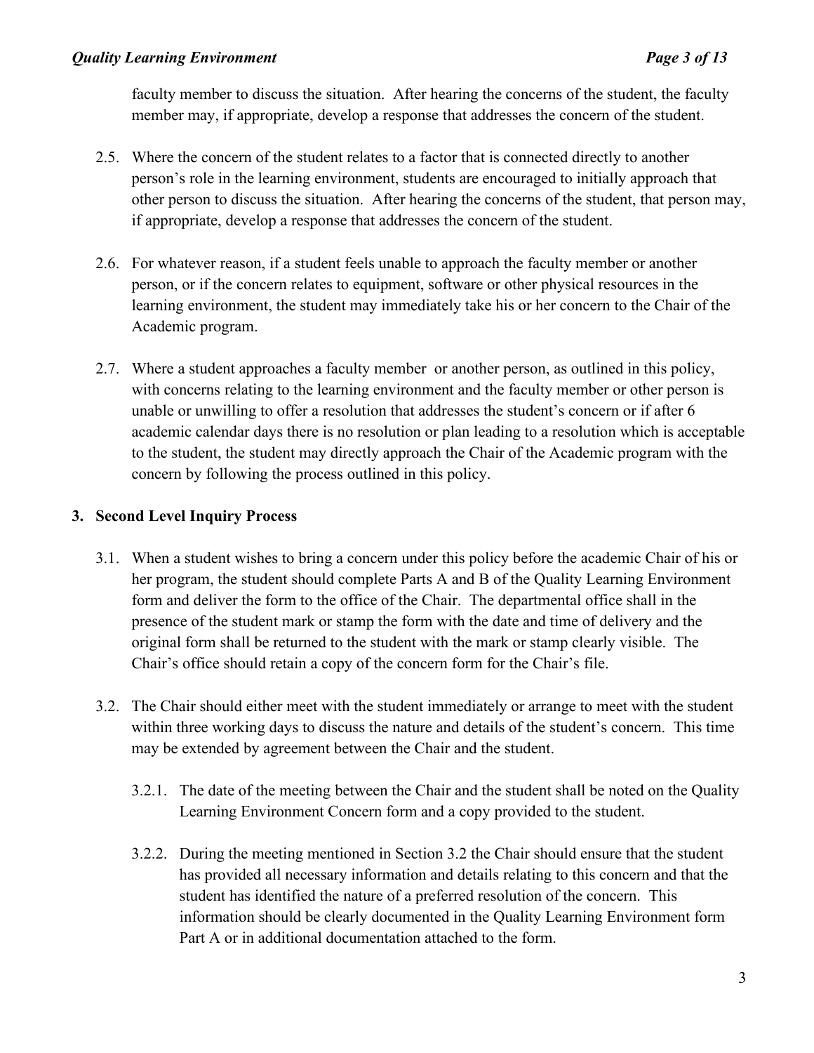faculty member to discuss the situation. After hearing the concerns of the student, the faculty member may, if appropriate, develop a response that addresses the concern of the student.

2.5. Where the concern of the student relates to a factor that is connected directly to another person's role in the learning environment, students are encouraged to initially approach that other person to discuss the situation. After hearing the concerns of the student, that person may, if appropriate, develop a response that addresses the concern of the student.

2.6. For whatever reason, if a student feels unable to approach the faculty member or another person, or if the concern relates to equipment, software or other physical resources in the learning environment, the student may immediately take his or her concern to the Chair of the Academic program.

2.7. Where a student approaches a faculty member or another person, as outlined in this policy, with concerns relating to the learning environment and the faculty member or other person is unable or unwilling to offer a resolution that addresses the student's concern or if after 6 academic calendar days there is no resolution or plan leading to a resolution which is acceptable to the student, the student may directly approach the Chair of the Academic program with the concern by following the process outlined in this policy.

## 3. Second Level Inquiry Process

3.1. When a student wishes to bring a concern under this policy before the academic Chair of his or her program, the student should complete Parts A and B of the Quality Learning Environment form and deliver the form to the office of the Chair. The departmental office shall in the presence of the student mark or stamp the form with the date and time of delivery and the original form shall be returned to the student with the mark or stamp clearly visible. The Chair's office should retain a copy of the concern form for the Chair's file.

3.2. The Chair should either meet with the student immediately or arrange to meet with the student within three working days to discuss the nature and details of the student's concern. This time may be extended by agreement between the Chair and the student.

3.2.1. The date of the meeting between the Chair and the student shall be noted on the Quality Learning Environment Concern form and a copy provided to the student.

3.2.2. During the meeting mentioned in Section 3.2 the Chair should ensure that the student has provided all necessary information and details relating to this concern and that the student has identified the nature of a preferred resolution of the concern. This information should be clearly documented in the Quality Learning Environment form Part A or in additional documentation attached to the form.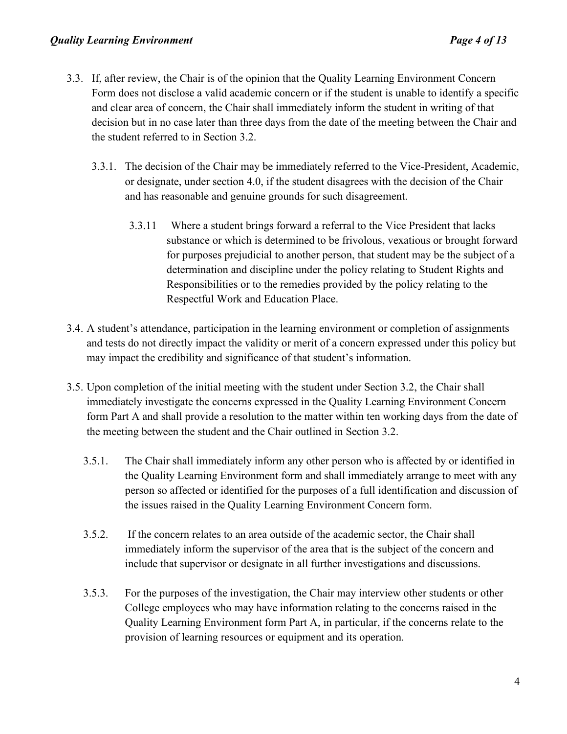3.3. If, after review, the Chair is of the opinion that the Quality Learning Environment Concern Form does not disclose a valid academic concern or if the student is unable to identify a specific and clear area of concern, the Chair shall immediately inform the student in writing of that decision but in no case later than three days from the date of the meeting between the Chair and the student referred to in Section 3.2.

3.3.1. The decision of the Chair may be immediately referred to the Vice-President, Academic, or designate, under section 4.0, if the student disagrees with the decision of the Chair and has reasonable and genuine grounds for such disagreement.

3.3.11 Where a student brings forward a referral to the Vice President that lacks substance or which is determined to be frivolous, vexatious or brought forward for purposes prejudicial to another person, that student may be the subject of a determination and discipline under the policy relating to Student Rights and Responsibilities or to the remedies provided by the policy relating to the Respectful Work and Education Place.

3.4. A student's attendance, participation in the learning environment or completion of assignments and tests do not directly impact the validity or merit of a concern expressed under this policy but may impact the credibility and significance of that student's information.

3.5. Upon completion of the initial meeting with the student under Section 3.2, the Chair shall immediately investigate the concerns expressed in the Quality Learning Environment Concern form Part A and shall provide a resolution to the matter within ten working days from the date of the meeting between the student and the Chair outlined in Section 3.2.

3.5.1. The Chair shall immediately inform any other person who is affected by or identified in the Quality Learning Environment form and shall immediately arrange to meet with any person so affected or identified for the purposes of a full identification and discussion of the issues raised in the Quality Learning Environment Concern form.

3.5.2. If the concern relates to an area outside of the academic sector, the Chair shall immediately inform the supervisor of the area that is the subject of the concern and include that supervisor or designate in all further investigations and discussions.

3.5.3. For the purposes of the investigation, the Chair may interview other students or other College employees who may have information relating to the concerns raised in the Quality Learning Environment form Part A, in particular, if the concerns relate to the provision of learning resources or equipment and its operation.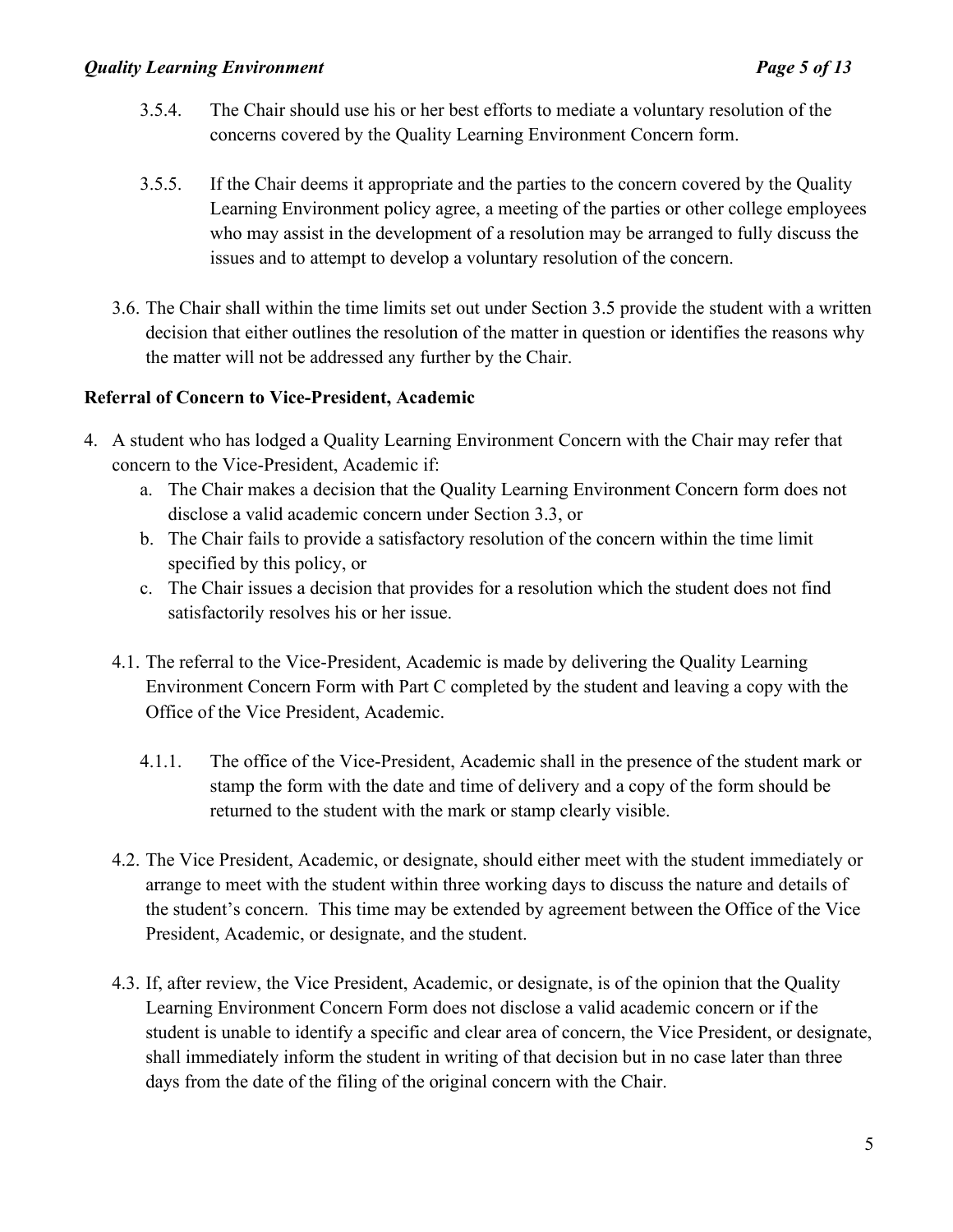3.5.4. The Chair should use his or her best efforts to mediate a voluntary resolution of the concerns covered by the Quality Learning Environment Concern form.

3.5.5. If the Chair deems it appropriate and the parties to the concern covered by the Quality Learning Environment policy agree, a meeting of the parties or other college employees who may assist in the development of a resolution may be arranged to fully discuss the issues and to attempt to develop a voluntary resolution of the concern.

3.6. The Chair shall within the time limits set out under Section 3.5 provide the student with a written decision that either outlines the resolution of the matter in question or identifies the reasons why the matter will not be addressed any further by the Chair.

**Referral of Concern to Vice-President, Academic**

4. A student who has lodged a Quality Learning Environment Concern with the Chair may refer that concern to the Vice-President, Academic if:
   a. The Chair makes a decision that the Quality Learning Environment Concern form does not disclose a valid academic concern under Section 3.3, or
   b. The Chair fails to provide a satisfactory resolution of the concern within the time limit specified by this policy, or
   c. The Chair issues a decision that provides for a resolution which the student does not find satisfactorily resolves his or her issue.

4.1. The referral to the Vice-President, Academic is made by delivering the Quality Learning Environment Concern Form with Part C completed by the student and leaving a copy with the Office of the Vice President, Academic.

4.1.1. The office of the Vice-President, Academic shall in the presence of the student mark or stamp the form with the date and time of delivery and a copy of the form should be returned to the student with the mark or stamp clearly visible.

4.2. The Vice President, Academic, or designate, should either meet with the student immediately or arrange to meet with the student within three working days to discuss the nature and details of the student's concern. This time may be extended by agreement between the Office of the Vice President, Academic, or designate, and the student.

4.3. If, after review, the Vice President, Academic, or designate, is of the opinion that the Quality Learning Environment Concern Form does not disclose a valid academic concern or if the student is unable to identify a specific and clear area of concern, the Vice President, or designate, shall immediately inform the student in writing of that decision but in no case later than three days from the date of the filing of the original concern with the Chair.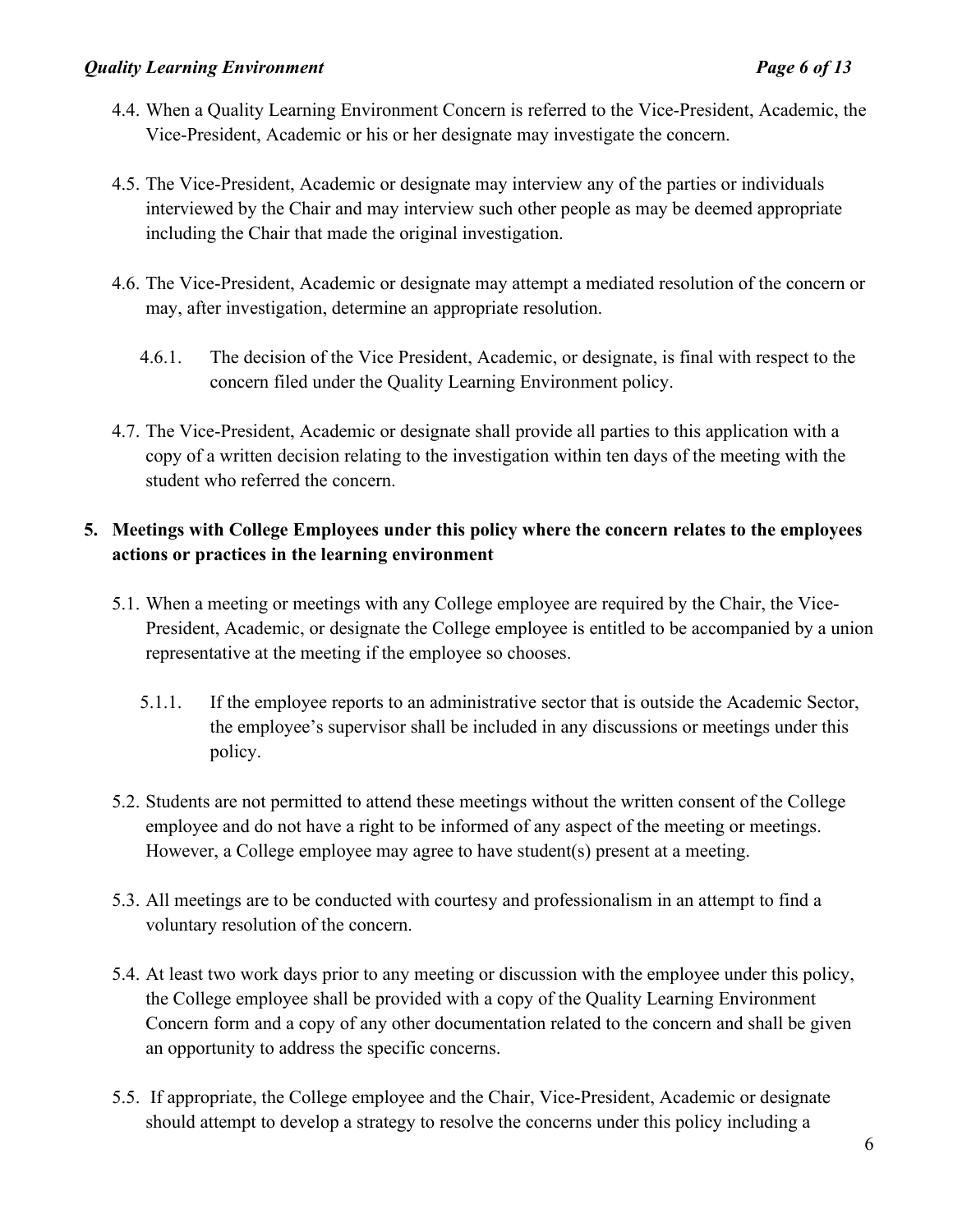4.4. When a Quality Learning Environment Concern is referred to the Vice-President, Academic, the Vice-President, Academic or his or her designate may investigate the concern.

4.5. The Vice-President, Academic or designate may interview any of the parties or individuals interviewed by the Chair and may interview such other people as may be deemed appropriate including the Chair that made the original investigation.

4.6. The Vice-President, Academic or designate may attempt a mediated resolution of the concern or may, after investigation, determine an appropriate resolution.

4.6.1. The decision of the Vice President, Academic, or designate, is final with respect to the concern filed under the Quality Learning Environment policy.

4.7. The Vice-President, Academic or designate shall provide all parties to this application with a copy of a written decision relating to the investigation within ten days of the meeting with the student who referred the concern.

## 5. Meetings with College Employees under this policy where the concern relates to the employees actions or practices in the learning environment

5.1. When a meeting or meetings with any College employee are required by the Chair, the Vice-President, Academic, or designate the College employee is entitled to be accompanied by a union representative at the meeting if the employee so chooses.

5.1.1. If the employee reports to an administrative sector that is outside the Academic Sector, the employee's supervisor shall be included in any discussions or meetings under this policy.

5.2. Students are not permitted to attend these meetings without the written consent of the College employee and do not have a right to be informed of any aspect of the meeting or meetings. However, a College employee may agree to have student(s) present at a meeting.

5.3. All meetings are to be conducted with courtesy and professionalism in an attempt to find a voluntary resolution of the concern.

5.4. At least two work days prior to any meeting or discussion with the employee under this policy, the College employee shall be provided with a copy of the Quality Learning Environment Concern form and a copy of any other documentation related to the concern and shall be given an opportunity to address the specific concerns.

5.5. If appropriate, the College employee and the Chair, Vice-President, Academic or designate should attempt to develop a strategy to resolve the concerns under this policy including a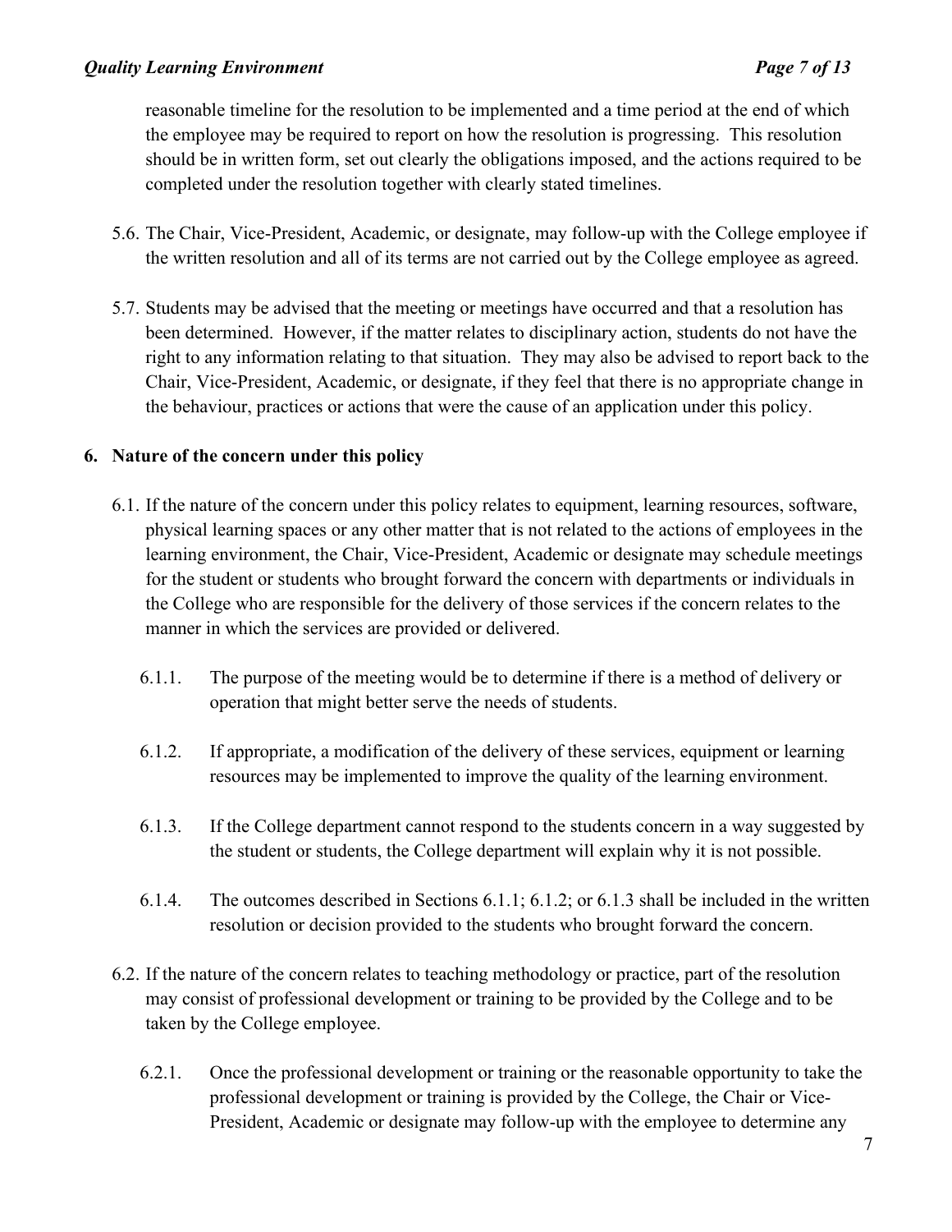reasonable timeline for the resolution to be implemented and a time period at the end of which the employee may be required to report on how the resolution is progressing. This resolution should be in written form, set out clearly the obligations imposed, and the actions required to be completed under the resolution together with clearly stated timelines.

5.6. The Chair, Vice-President, Academic, or designate, may follow-up with the College employee if the written resolution and all of its terms are not carried out by the College employee as agreed.

5.7. Students may be advised that the meeting or meetings have occurred and that a resolution has been determined. However, if the matter relates to disciplinary action, students do not have the right to any information relating to that situation. They may also be advised to report back to the Chair, Vice-President, Academic, or designate, if they feel that there is no appropriate change in the behaviour, practices or actions that were the cause of an application under this policy.

## 6. Nature of the concern under this policy

6.1. If the nature of the concern under this policy relates to equipment, learning resources, software, physical learning spaces or any other matter that is not related to the actions of employees in the learning environment, the Chair, Vice-President, Academic or designate may schedule meetings for the student or students who brought forward the concern with departments or individuals in the College who are responsible for the delivery of those services if the concern relates to the manner in which the services are provided or delivered.

6.1.1. The purpose of the meeting would be to determine if there is a method of delivery or operation that might better serve the needs of students.

6.1.2. If appropriate, a modification of the delivery of these services, equipment or learning resources may be implemented to improve the quality of the learning environment.

6.1.3. If the College department cannot respond to the students concern in a way suggested by the student or students, the College department will explain why it is not possible.

6.1.4. The outcomes described in Sections 6.1.1; 6.1.2; or 6.1.3 shall be included in the written resolution or decision provided to the students who brought forward the concern.

6.2. If the nature of the concern relates to teaching methodology or practice, part of the resolution may consist of professional development or training to be provided by the College and to be taken by the College employee.

6.2.1. Once the professional development or training or the reasonable opportunity to take the professional development or training is provided by the College, the Chair or Vice-President, Academic or designate may follow-up with the employee to determine any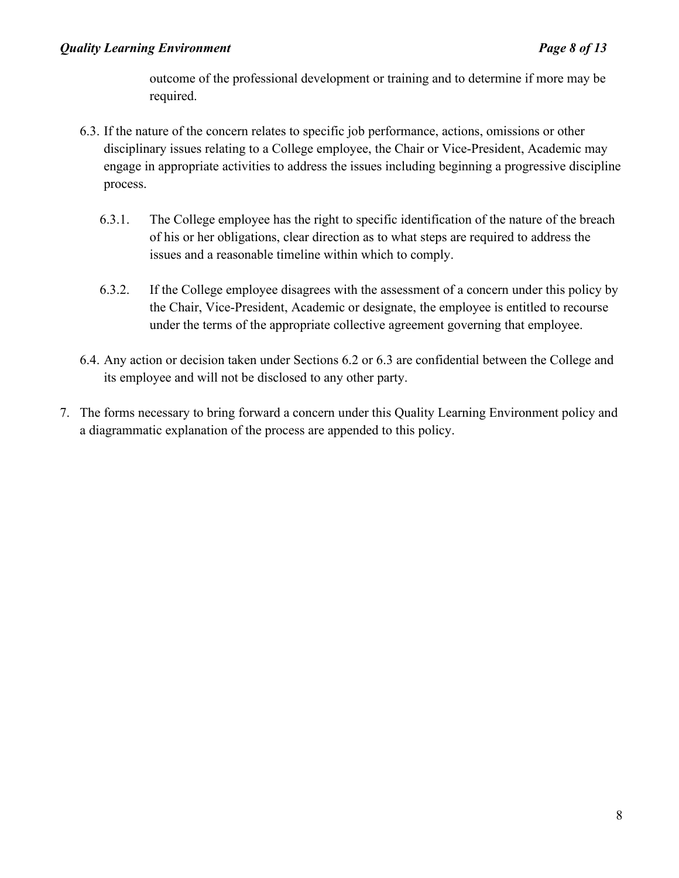outcome of the professional development or training and to determine if more may be required.

6.3. If the nature of the concern relates to specific job performance, actions, omissions or other disciplinary issues relating to a College employee, the Chair or Vice-President, Academic may engage in appropriate activities to address the issues including beginning a progressive discipline process.

  6.3.1. The College employee has the right to specific identification of the nature of the breach of his or her obligations, clear direction as to what steps are required to address the issues and a reasonable timeline within which to comply.

  6.3.2. If the College employee disagrees with the assessment of a concern under this policy by the Chair, Vice-President, Academic or designate, the employee is entitled to recourse under the terms of the appropriate collective agreement governing that employee.

6.4. Any action or decision taken under Sections 6.2 or 6.3 are confidential between the College and its employee and will not be disclosed to any other party.

7. The forms necessary to bring forward a concern under this Quality Learning Environment policy and a diagrammatic explanation of the process are appended to this policy.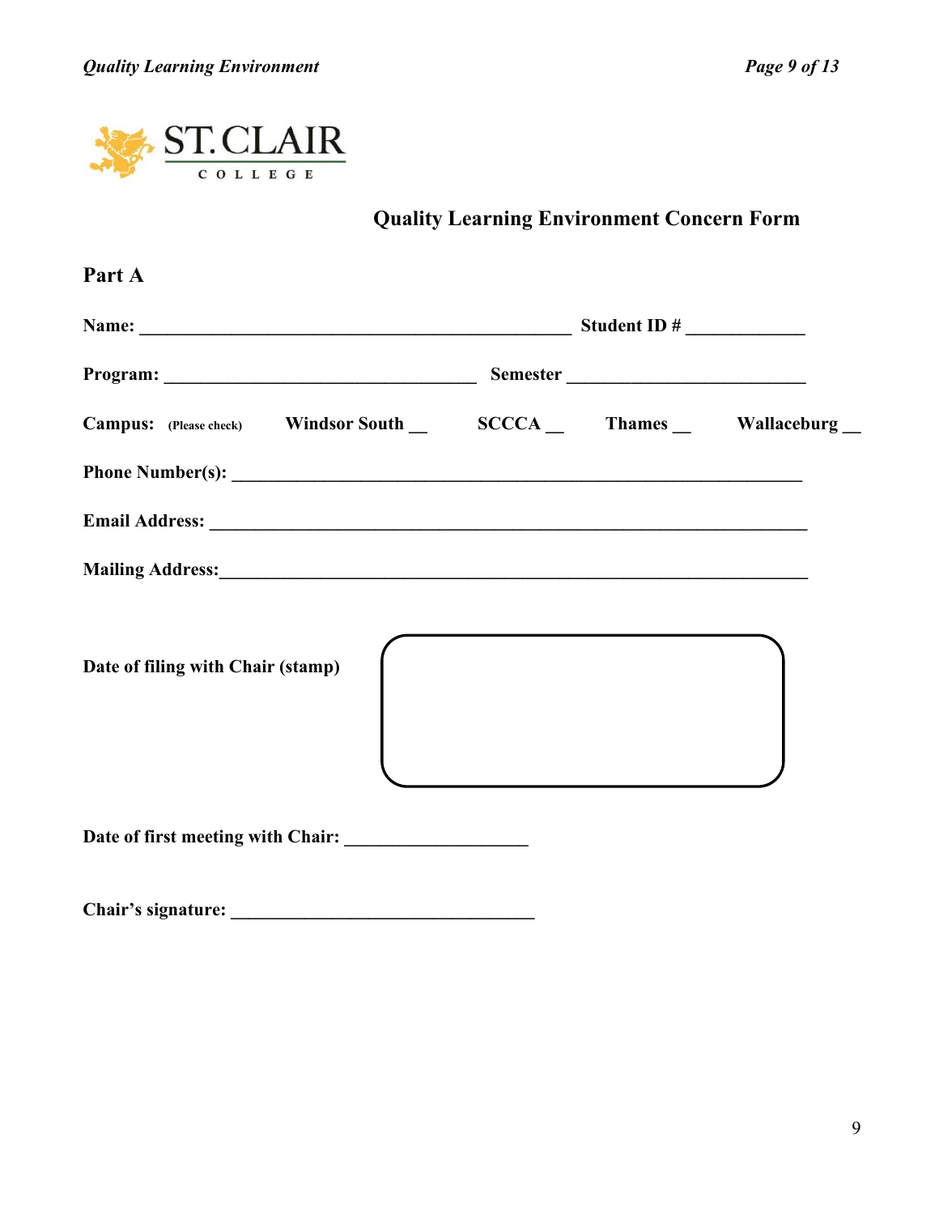ST. CLAIR COLLEGE

## Quality Learning Environment Concern Form

### Part A

**Name:** ________________________________________________ **Student ID #** ____________

**Program:** ___________________________________ **Semester** __________________________

**Campus:** (Please check) **Windsor South** __ **SCCCA** __ **Thames** __ **Wallaceburg** __

**Phone Number(s):** _______________________________________________________________

**Email Address:** _________________________________________________________________

**Mailing Address:**________________________________________________________________

**Date of filing with Chair (stamp)**

| |
|---|
| |

**Date of first meeting with Chair:** ____________________

**Chair's signature:** _________________________________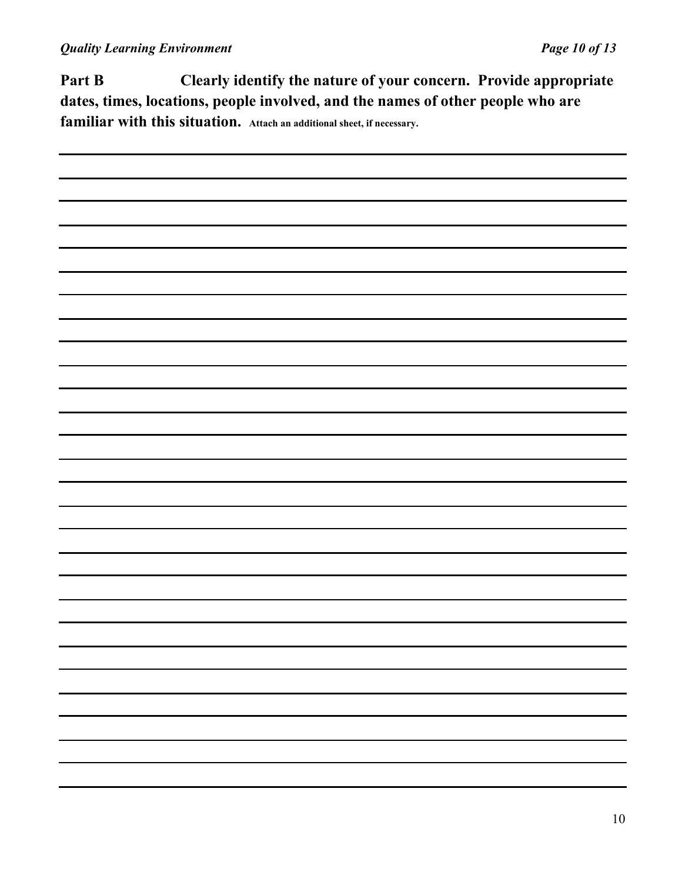**Part B** **Clearly identify the nature of your concern. Provide appropriate dates, times, locations, people involved, and the names of other people who are familiar with this situation.** Attach an additional sheet, if necessary.

\_\_\_\_\_\_\_\_\_\_\_\_\_\_\_\_\_\_\_\_\_\_\_\_\_\_\_\_\_\_\_\_\_\_\_\_\_\_\_\_\_\_\_\_\_\_\_\_\_\_\_\_\_\_\_\_\_\_\_\_\_\_\_\_\_\_\_\_\_\_\_\_\_\_\_\_\_\_

\_\_\_\_\_\_\_\_\_\_\_\_\_\_\_\_\_\_\_\_\_\_\_\_\_\_\_\_\_\_\_\_\_\_\_\_\_\_\_\_\_\_\_\_\_\_\_\_\_\_\_\_\_\_\_\_\_\_\_\_\_\_\_\_\_\_\_\_\_\_\_\_\_\_\_\_\_\_

\_\_\_\_\_\_\_\_\_\_\_\_\_\_\_\_\_\_\_\_\_\_\_\_\_\_\_\_\_\_\_\_\_\_\_\_\_\_\_\_\_\_\_\_\_\_\_\_\_\_\_\_\_\_\_\_\_\_\_\_\_\_\_\_\_\_\_\_\_\_\_\_\_\_\_\_\_\_

\_\_\_\_\_\_\_\_\_\_\_\_\_\_\_\_\_\_\_\_\_\_\_\_\_\_\_\_\_\_\_\_\_\_\_\_\_\_\_\_\_\_\_\_\_\_\_\_\_\_\_\_\_\_\_\_\_\_\_\_\_\_\_\_\_\_\_\_\_\_\_\_\_\_\_\_\_\_

\_\_\_\_\_\_\_\_\_\_\_\_\_\_\_\_\_\_\_\_\_\_\_\_\_\_\_\_\_\_\_\_\_\_\_\_\_\_\_\_\_\_\_\_\_\_\_\_\_\_\_\_\_\_\_\_\_\_\_\_\_\_\_\_\_\_\_\_\_\_\_\_\_\_\_\_\_\_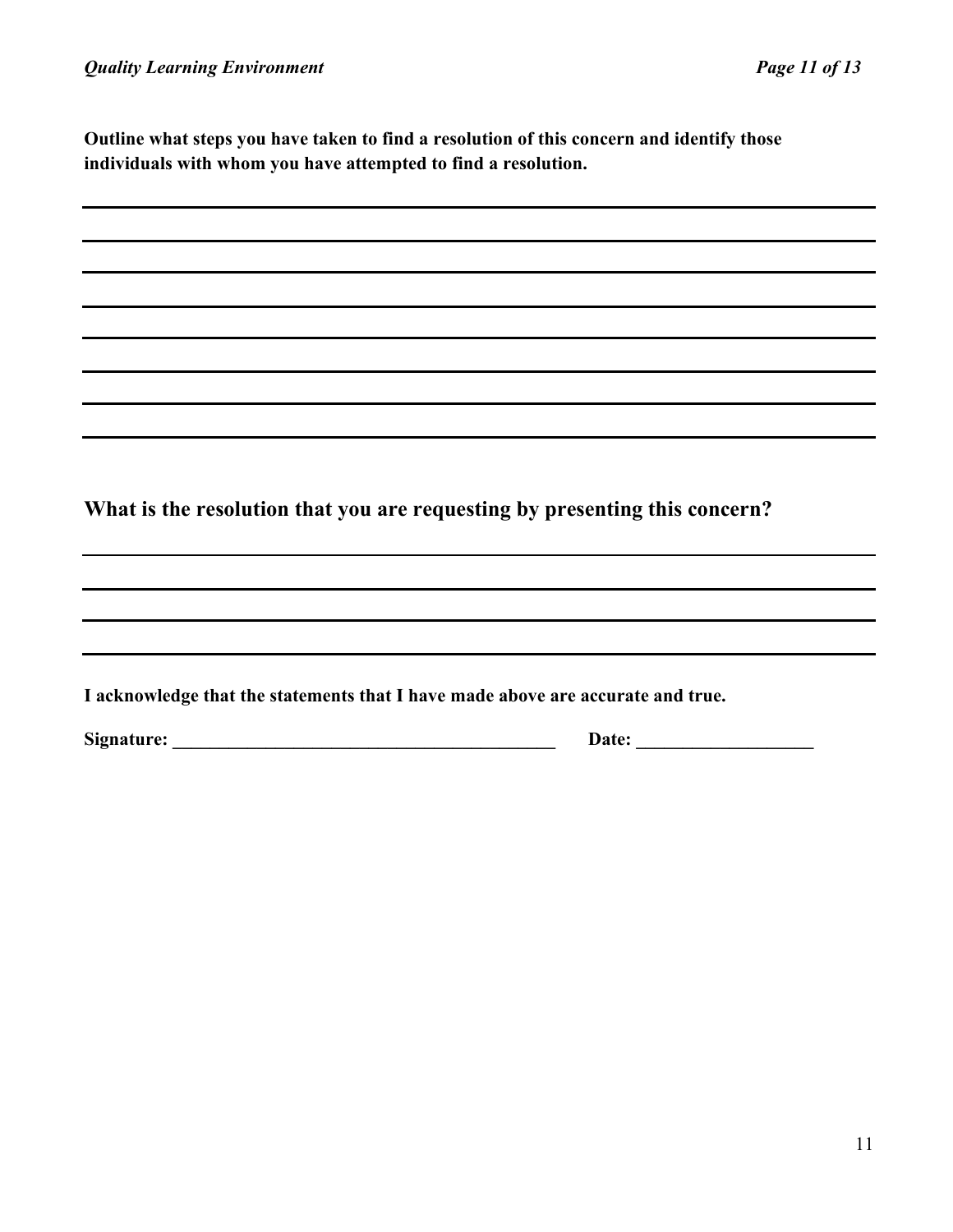**Outline what steps you have taken to find a resolution of this concern and identify those individuals with whom you have attempted to find a resolution.**

\_\_\_\_\_\_\_\_\_\_\_\_\_\_\_\_\_\_\_\_\_\_\_\_\_\_\_\_\_\_\_\_\_\_\_\_\_\_\_\_\_\_\_\_\_\_\_\_\_\_\_\_\_\_\_\_\_\_\_\_\_\_\_\_\_\_\_\_\_\_

\_\_\_\_\_\_\_\_\_\_\_\_\_\_\_\_\_\_\_\_\_\_\_\_\_\_\_\_\_\_\_\_\_\_\_\_\_\_\_\_\_\_\_\_\_\_\_\_\_\_\_\_\_\_\_\_\_\_\_\_\_\_\_\_\_\_\_\_\_\_

\_\_\_\_\_\_\_\_\_\_\_\_\_\_\_\_\_\_\_\_\_\_\_\_\_\_\_\_\_\_\_\_\_\_\_\_\_\_\_\_\_\_\_\_\_\_\_\_\_\_\_\_\_\_\_\_\_\_\_\_\_\_\_\_\_\_\_\_\_\_

\_\_\_\_\_\_\_\_\_\_\_\_\_\_\_\_\_\_\_\_\_\_\_\_\_\_\_\_\_\_\_\_\_\_\_\_\_\_\_\_\_\_\_\_\_\_\_\_\_\_\_\_\_\_\_\_\_\_\_\_\_\_\_\_\_\_\_\_\_\_

\_\_\_\_\_\_\_\_\_\_\_\_\_\_\_\_\_\_\_\_\_\_\_\_\_\_\_\_\_\_\_\_\_\_\_\_\_\_\_\_\_\_\_\_\_\_\_\_\_\_\_\_\_\_\_\_\_\_\_\_\_\_\_\_\_\_\_\_\_\_

\_\_\_\_\_\_\_\_\_\_\_\_\_\_\_\_\_\_\_\_\_\_\_\_\_\_\_\_\_\_\_\_\_\_\_\_\_\_\_\_\_\_\_\_\_\_\_\_\_\_\_\_\_\_\_\_\_\_\_\_\_\_\_\_\_\_\_\_\_\_

\_\_\_\_\_\_\_\_\_\_\_\_\_\_\_\_\_\_\_\_\_\_\_\_\_\_\_\_\_\_\_\_\_\_\_\_\_\_\_\_\_\_\_\_\_\_\_\_\_\_\_\_\_\_\_\_\_\_\_\_\_\_\_\_\_\_\_\_\_\_

\_\_\_\_\_\_\_\_\_\_\_\_\_\_\_\_\_\_\_\_\_\_\_\_\_\_\_\_\_\_\_\_\_\_\_\_\_\_\_\_\_\_\_\_\_\_\_\_\_\_\_\_\_\_\_\_\_\_\_\_\_\_\_\_\_\_\_\_\_\_

**What is the resolution that you are requesting by presenting this concern?**

\_\_\_\_\_\_\_\_\_\_\_\_\_\_\_\_\_\_\_\_\_\_\_\_\_\_\_\_\_\_\_\_\_\_\_\_\_\_\_\_\_\_\_\_\_\_\_\_\_\_\_\_\_\_\_\_\_\_\_\_\_\_\_\_\_\_\_\_\_\_

\_\_\_\_\_\_\_\_\_\_\_\_\_\_\_\_\_\_\_\_\_\_\_\_\_\_\_\_\_\_\_\_\_\_\_\_\_\_\_\_\_\_\_\_\_\_\_\_\_\_\_\_\_\_\_\_\_\_\_\_\_\_\_\_\_\_\_\_\_\_

\_\_\_\_\_\_\_\_\_\_\_\_\_\_\_\_\_\_\_\_\_\_\_\_\_\_\_\_\_\_\_\_\_\_\_\_\_\_\_\_\_\_\_\_\_\_\_\_\_\_\_\_\_\_\_\_\_\_\_\_\_\_\_\_\_\_\_\_\_\_

\_\_\_\_\_\_\_\_\_\_\_\_\_\_\_\_\_\_\_\_\_\_\_\_\_\_\_\_\_\_\_\_\_\_\_\_\_\_\_\_\_\_\_\_\_\_\_\_\_\_\_\_\_\_\_\_\_\_\_\_\_\_\_\_\_\_\_\_\_\_

**I acknowledge that the statements that I have made above are accurate and true.**

**Signature:** \_\_\_\_\_\_\_\_\_\_\_\_\_\_\_\_\_\_\_\_\_\_\_\_\_\_\_\_\_\_\_\_\_\_\_\_\_\_\_\_\_\_ **Date:** \_\_\_\_\_\_\_\_\_\_\_\_\_\_\_\_\_\_\_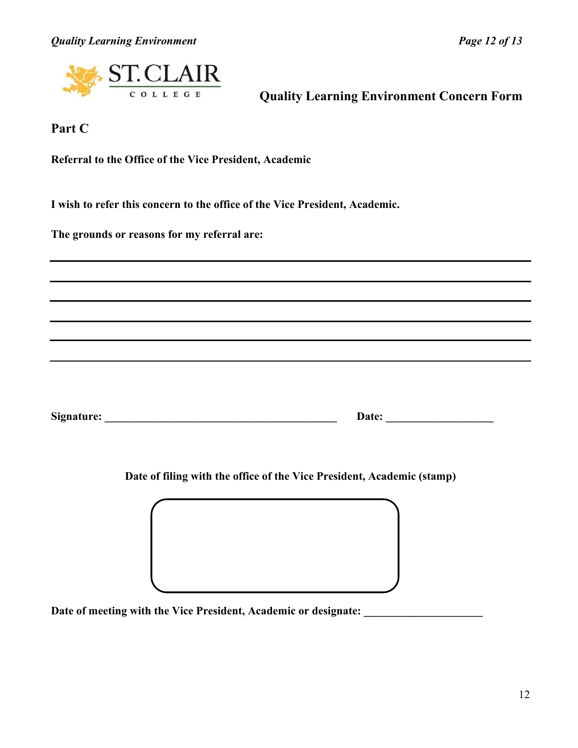## Quality Learning Environment Concern Form

### Part C

**Referral to the Office of the Vice President, Academic**

**I wish to refer this concern to the office of the Vice President, Academic.**

**The grounds or reasons for my referral are:**

______________________________________________________________________________

______________________________________________________________________________

______________________________________________________________________________

______________________________________________________________________________

______________________________________________________________________________

______________________________________________________________________________

**Signature:** ___________________________________________ **Date:** ___________________

**Date of filing with the office of the Vice President, Academic (stamp)**

**Date of meeting with the Vice President, Academic or designate:** _____________________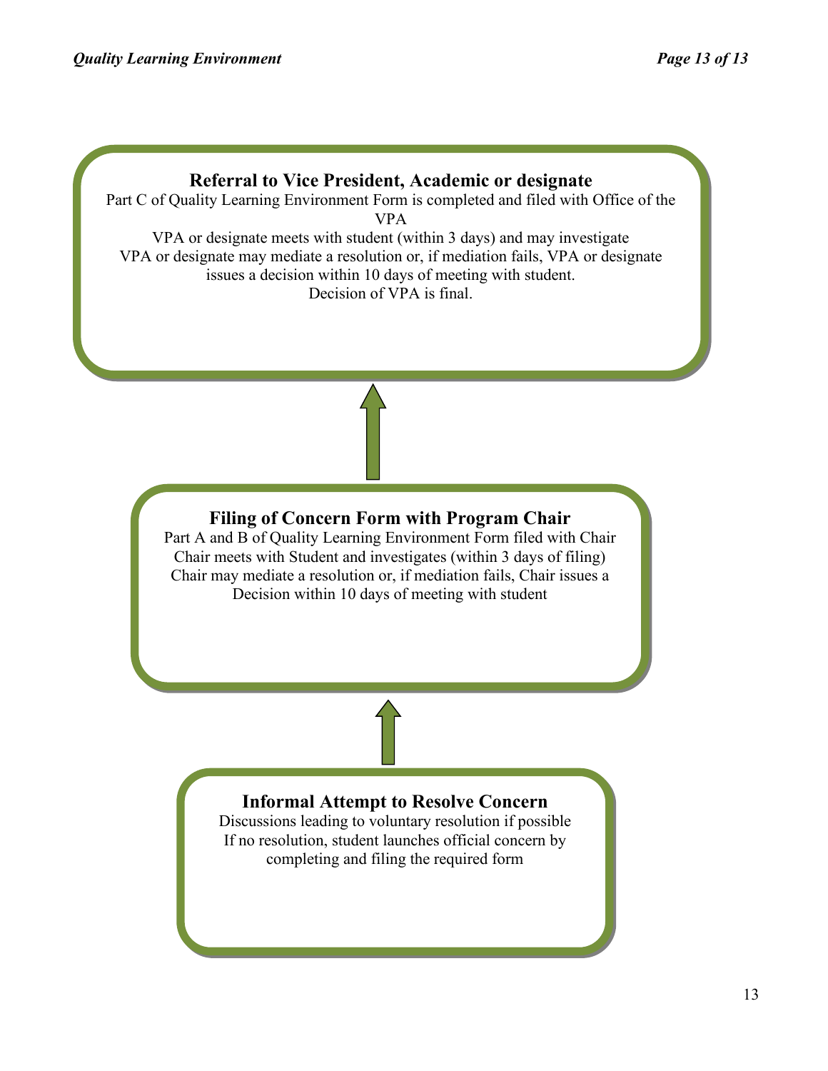**Referral to Vice President, Academic or designate**

Part C of Quality Learning Environment Form is completed and filed with Office of the VPA
VPA or designate meets with student (within 3 days) and may investigate
VPA or designate may mediate a resolution or, if mediation fails, VPA or designate issues a decision within 10 days of meeting with student.
Decision of VPA is final.

↑

**Filing of Concern Form with Program Chair**

Part A and B of Quality Learning Environment Form filed with Chair
Chair meets with Student and investigates (within 3 days of filing)
Chair may mediate a resolution or, if mediation fails, Chair issues a Decision within 10 days of meeting with student

↑

**Informal Attempt to Resolve Concern**

Discussions leading to voluntary resolution if possible
If no resolution, student launches official concern by completing and filing the required form